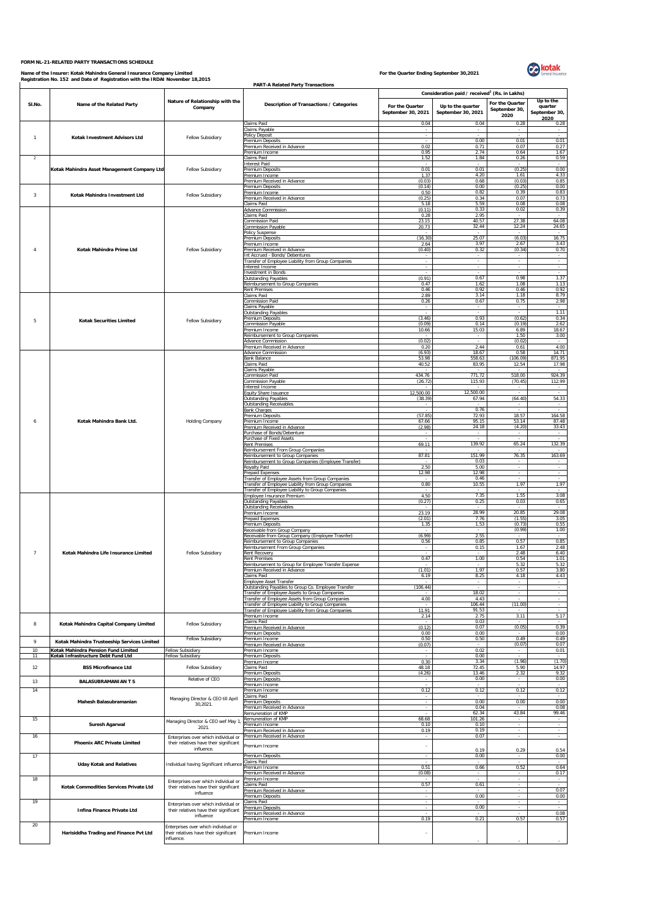**FORM NL-21-RELATED PARTY TRANSACTIONS SCHEDULE**

**Name of the Insurer: Kotak Mahindra General Insurance Company Limited**
**Registration No. 152 and Date of Registration with the IRDAI November 18,2015**

**For the Quarter Ending September 30,2021**

**PART-A Related Party Transactions**

| Sl.No. | Name of the Related Party | Nature of Relationship with the Company | Description of Transactions / Categories | Consideration paid / received[1] (Rs. in Lakhs) | | | |
|---|---|---|---|---|---|---|---|
| | | | | For the Quarter September 30, 2021 | Up to the quarter September 30, 2021 | For the Quarter September 30, 2020 | Up to the quarter September 30, 2020 |
| 1 | Kotak Investment Advisors Ltd | Fellow Subsidiary | Claims Paid | 0.04 | 0.04 | 0.28 | 0.28 |
| | | | Claims Payable | - | - | - | - |
| | | | Policy Deposit | - | - | - | - |
| | | | Premium Deposits | - | 0.00 | 0.01 | 0.01 |
| | | | Premium Received in Advance | 0.02 | 0.71 | 0.07 | 0.27 |
| | | | Premium Income | 0.95 | 2.74 | 0.64 | 1.67 |
| 2 | Kotak Mahindra Asset Management Company Ltd | Fellow Subsidiary | Claims Paid | 1.52 | 1.84 | 0.26 | 0.59 |
| | | | Interest Paid | - | - | - | - |
| | | | Premium Deposits | 0.01 | 0.01 | (0.25) | 0.00 |
| | | | Premium Income | 1.37 | 4.20 | 1.61 | 4.33 |
| | | | Premium Received in Advance | (0.03) | 0.68 | (0.03) | 0.85 |
| 3 | Kotak Mahindra Investment Ltd | Fellow Subsidiary | Premium Deposits | (0.14) | 0.00 | (0.25) | 0.00 |
| | | | Premium Income | 0.50 | 0.82 | 0.39 | 0.83 |
| | | | Premium Received in Advance | (0.25) | 0.34 | 0.07 | 0.73 |
| | | | Claims Paid | 5.18 | 5.59 | 0.08 | 0.08 |
| 4 | Kotak Mahindra Prime Ltd | Fellow Subsidiary | Advance Commission | (0.11) | 0.33 | 0.02 | 0.39 |
| | | | Claims Paid | 0.28 | 2.95 | - | - |
| | | | Commission Paid | 23.15 | 40.57 | 27.38 | 64.08 |
| | | | Commission Payable | 20.73 | 32.44 | 12.24 | 24.65 |
| | | | Policy Suspense | - | - | - | - |
| | | | Premium Deposits | (16.30) | 25.07 | (6.03) | 16.75 |
| | | | Premium Income | 2.64 | 3.97 | 2.67 | 3.43 |
| | | | Premium Received in Advance | (0.40) | 0.32 | (0.34) | 0.70 |
| | | | Int Accrued - Bonds/ Debentures | - | - | - | - |
| | | | Transfer of Employee Liability from Group Companies | - | - | - | - |
| | | | Interest Income | - | - | - | - |
| | | | Investment in Bonds | - | - | - | - |
| | | | Outstanding Payables | (0.91) | 0.67 | 0.98 | 1.37 |
| | | | Reimbursement to Group Companies | 0.47 | 1.62 | 1.08 | 1.13 |
| | | | Rent Premises | 0.46 | 0.92 | 0.46 | 0.92 |
| 5 | Kotak Securities Limited | Fellow Subsidiary | Claims Paid | 2.89 | 3.14 | 1.18 | 8.79 |
| | | | Commission Paid | 0.26 | 0.67 | 0.75 | 2.98 |
| | | | Claims Payable | - | - | - | - |
| | | | Outstanding Payables | - | - | - | 1.11 |
| | | | Premium Deposits | (3.46) | 0.93 | (0.62) | 0.34 |
| | | | Commission Payable | (0.09) | 0.14 | (0.19) | 2.62 |
| | | | Premium Income | 10.66 | 15.03 | 6.89 | 18.67 |
| | | | Reimbursement to Group Companies | - | - | 1.50 | 3.00 |
| | | | Advance Commission | (0.02) | - | (0.02) | - |
| | | | Premium Received in Advance | 0.20 | 2.44 | 0.61 | 4.00 |
| 6 | Kotak Mahindra Bank Ltd. | Holding Company | Advance Commission | (6.93) | 18.67 | 0.58 | 14.71 |
| | | | Bank Balance | 53.98 | 558.63 | (106.09) | 871.95 |
| | | | Claims Paid | 40.52 | 83.95 | 12.54 | 17.98 |
| | | | Claims Payable | - | - | - | - |
| | | | Commission Paid | 434.76 | 771.72 | 518.00 | 924.39 |
| | | | Commission Payable | (26.72) | 115.93 | (70.45) | 112.99 |
| | | | Interest Income | - | - | - | - |
| | | | Equity Share Issuance | 12,500.00 | 12,500.00 | - | - |
| | | | Outstanding Payables | (38.39) | 67.94 | (64.40) | 54.33 |
| | | | Outstanding Receivables | - | - | - | - |
| | | | Bank Charges | - | 0.76 | - | - |
| | | | Premium Deposits | (57.85) | 72.93 | 18.57 | 164.58 |
| | | | Premium Income | 67.66 | 95.15 | 53.14 | 87.48 |
| | | | Premium Received in Advance | (2.98) | 24.18 | (4.20) | 33.43 |
| | | | Purchase of Bonds/Debenture | - | - | - | - |
| | | | Purchase of Fixed Assets | - | - | - | - |
| | | | Rent Premises | 69.11 | 139.92 | 65.24 | 132.39 |
| | | | Reimbursement From Group Companies | - | - | - | - |
| | | | Reimbursement to Group Companies | 87.81 | 151.99 | 76.35 | 163.69 |
| | | | Reimbursement to Group Companies (Employee Transfer) | - | 0.03 | - | - |
| | | | Royalty Paid | 2.50 | 5.00 | - | - |
| | | | Prepaid Expenses | 12.98 | 12.98 | - | - |
| | | | Transfer of Employee Assets from Group Companies | - | 0.46 | - | - |
| | | | Transfer of Employee Liability from Group Companies | 0.80 | 10.55 | 1.97 | 1.97 |
| | | | Transfer of Employee Liability to Group Companies | - | - | - | - |
| 7 | Kotak Mahindra Life Insurance Limited | Fellow Subsidiary | Employee Insurance Premium | 4.50 | 7.35 | 1.55 | 3.08 |
| | | | Outstanding Payables | (0.27) | 0.25 | 0.03 | 0.65 |
| | | | Outstanding Receivables | - | - | - | - |
| | | | Premium Income | 23.19 | 28.99 | 20.85 | 29.08 |
| | | | Prepaid Expenses | (2.01) | 7.76 | (1.55) | 3.05 |
| | | | Premium Deposits | 1.35 | 1.53 | (0.73) | 0.55 |
| | | | Receivable from Group Company | - | - | (0.99) | 1.00 |
| | | | Receivable from Group Company (Employee Trasnfer) | (6.99) | 2.55 | - | - |
| | | | Reimbursement to Group Companies | 0.56 | 0.85 | 0.57 | 0.85 |
| | | | Reimbursement From Group Companies | - | 0.15 | 1.67 | 2.48 |
| | | | Rent Recovery | - | - | 2.48 | 6.40 |
| | | | Rent Premises | 0.47 | 1.00 | 0.54 | 1.01 |
| | | | Reimbursement to Group for Employee Transfer Expense | - | - | 5.32 | 5.32 |
| | | | Premium Received in Advance | (1.01) | 1.97 | 0.57 | 3.80 |
| | | | Claims Paid | 6.19 | 8.25 | 4.18 | 4.43 |
| | | | Employee Asset Transfer | - | - | - | - |
| | | | Outstanding Payables to Group Co. Employee Transfer | (106.44) | - | - | - |
| | | | Transfer of Employee Assets to Group Companies | - | 18.02 | - | - |
| | | | Transfer of Employee Assets from Group Companies | 4.00 | 4.43 | - | - |
| | | | Transfer of Employee Liability to Group Companies | - | 106.44 | (11.00) | - |
| | | | Transfer of Employee Liability from Group Companies | 11.91 | 91.53 | - | - |
| 8 | Kotak Mahindra Capital Company Limited | Fellow Subsidiary | Premium Income | 2.14 | 2.75 | 3.11 | 5.17 |
| | | | Claims Paid | - | 0.03 | - | - |
| | | | Premium Received in Advance | (0.12) | 0.07 | (0.05) | 0.39 |
| | | | Premium Deposits | 0.00 | 0.00 | - | 0.00 |
| 9 | Kotak Mahindra Trusteeship Services Limited | Fellow Subsidiary | Premium Income | 0.50 | 0.50 | 0.49 | 0.49 |
| | | | Premium Received in Advance | (0.07) | - | (0.07) | 0.07 |
| 10 | Kotak Mahindra Pension Fund Limited | Fellow Subsidiary | Premium Income | - | 0.02 | - | 0.01 |
| 11 | Kotak Infrastructure Debt Fund Ltd | Fellow Subsidiary | Premium Deposits | - | 0.00 | - | - |
| 12 | BSS Microfinance Ltd | Fellow Subsidiary | Premium Income | 0.30 | 3.34 | (1.96) | (1.70) |
| | | | Claims Paid | 48.18 | 72.45 | 5.90 | 14.97 |
| | | | Premium Deposits | (4.26) | 13.46 | 2.32 | 9.32 |
| 13 | BALASUBRAMANIAN T S | Relative of CEO | Premium Deposits | - | 0.00 | - | 0.00 |
| | | | Premium Income | - | - | - | - |
| 14 | Mahesh Balasubramanian | Managing Director & CEO till April 30,2021. | Premium Income | 0.12 | 0.12 | 0.12 | 0.12 |
| | | | Claims Paid | - | - | - | - |
| | | | Premium Deposits | - | 0.00 | 0.00 | 0.00 |
| | | | Premium Received in Advance | - | 0.04 | - | 0.08 |
| | | | Remuneration of KMP | - | 62.34 | 43.84 | 99.46 |
| 15 | Suresh Agarwal | Managing Director & CEO wef May 1, 2021. | Remuneration of KMP | 68.68 | 101.26 | - | - |
| | | | Premium Income | 0.10 | 0.10 | - | - |
| | | | Premium Received in Advance | 0.19 | 0.19 | - | - |
| 16 | Phoenix ARC Private Limited | Enterprises over which individual or their relatives have their significant influence. | Premium Received in Advance | - | 0.07 | - | - |
| | | | Premium Income | - | 0.19 | 0.29 | 0.54 |
| 17 | Uday Kotak and Relatives | Individual having Significant influence | Premium Deposits | - | 0.00 | - | 0.00 |
| | | | Claims Paid | - | - | - | - |
| | | | Premium Income | 0.51 | 0.66 | 0.52 | 0.64 |
| | | | Premium Received in Advance | (0.08) | - | - | 0.17 |
| 18 | Kotak Commodities Services Private Ltd | Enterprises over which individual or their relatives have their significant influence | Premium Income | - | - | - | - |
| | | | Claims Paid | 0.57 | 0.61 | - | - |
| | | | Premium Received in Advance | - | - | - | 0.07 |
| | | | Premium Deposits | - | 0.00 | - | 0.00 |
| 19 | Infina Finance Private Ltd | Enterprises over which individual or their relatives have their significant influence | Claims Paid | - | - | - | - |
| | | | Premium Deposits | - | 0.00 | - | - |
| | | | Premium Received in Advance | - | - | - | 0.08 |
| | | | Premium Income | 0.19 | 0.21 | 0.57 | 0.57 |
| 20 | Harisiddha Trading and Finance Pvt Ltd | Enterprises over which individual or their relatives have their significant influence. | Premium Income | - | - | - | - |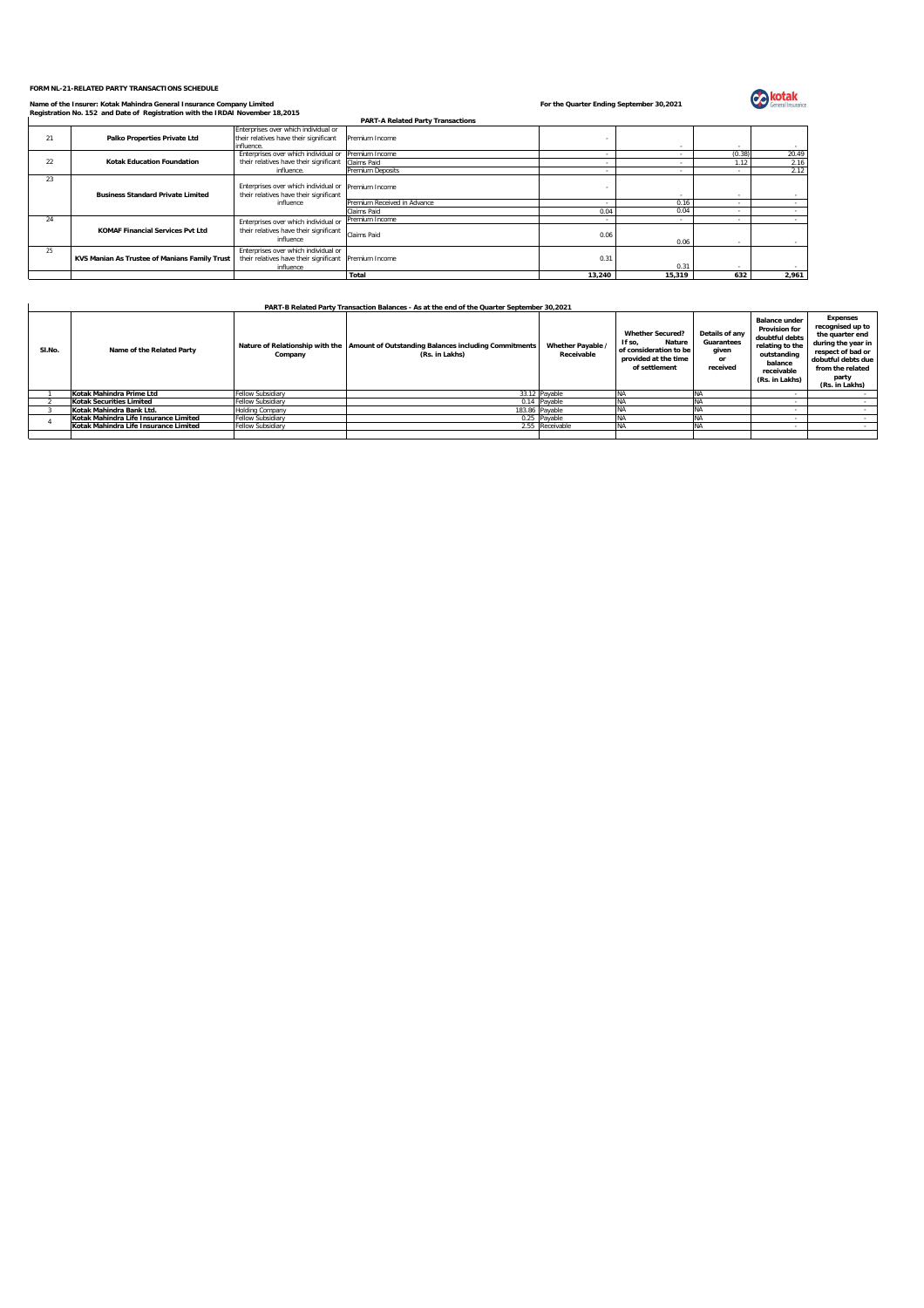**FORM NL-21-RELATED PARTY TRANSACTIONS SCHEDULE**

**Name of the Insurer: Kotak Mahindra General Insurance Company Limited**
**Registration No. 152 and Date of Registration with the IRDAI November 18,2015**

**For the Quarter Ending September 30,2021**

**PART-A Related Party Transactions**

| | | | | | | | |
|---|---|---|---|---|---|---|---|
| 21 | **Palko Properties Private Ltd** | Enterprises over which individual or their relatives have their significant influence. | Premium Income | - | - | - | - |
| 22 | **Kotak Education Foundation** | Enterprises over which individual or their relatives have their significant influence. | Premium Income | - | - | (0.38) | 20.49 |
| | | | Claims Paid | - | - | 1.12 | 2.16 |
| | | | Premium Deposits | - | - | - | 2.12 |
| 23 | **Business Standard Private Limited** | Enterprises over which individual or their relatives have their significant influence | Premium Income | - | - | - | - |
| | | | Premium Received in Advance | - | 0.16 | - | - |
| | | | Claims Paid | 0.04 | 0.04 | - | - |
| 24 | **KOMAF Financial Services Pvt Ltd** | Enterprises over which individual or their relatives have their significant influence | Premium Income | - | - | - | - |
| | | | Claims Paid | 0.06 | 0.06 | - | - |
| 25 | **KVS Manian As Trustee of Manians Family Trust** | Enterprises over which individual or their relatives have their significant influence | Premium Income | 0.31 | 0.31 | - | - |
| | | | **Total** | **13,240** | **15,319** | **632** | **2,961** |

**PART-B Related Party Transaction Balances - As at the end of the Quarter September 30,2021**

| Sl.No. | Name of the Related Party | Nature of Relationship with the Company | Amount of Outstanding Balances including Commitments (Rs. in Lakhs) | Whether Payable / Receivable | Whether Secured? If so, Nature of consideration to be provided at the time of settlement | Details of any Guarantees given or received | Balance under Provision for doubtful debts relating to the outstanding balance receivable (Rs. in Lakhs) | Expenses recognised up to the quarter end during the year in respect of bad or dobutful debts due from the related party (Rs. in Lakhs) |
|---|---|---|---|---|---|---|---|---|
| 1 | Kotak Mahindra Prime Ltd | Fellow Subsidiary | 33.12 | Payable | NA | NA | - | - |
| 2 | Kotak Securities Limited | Fellow Subsidiary | 0.14 | Payable | NA | NA | - | - |
| 3 | Kotak Mahindra Bank Ltd. | Holding Company | 183.86 | Payable | NA | NA | - | - |
| 4 | Kotak Mahindra Life Insurance Limited | Fellow Subsidiary | 0.25 | Payable | NA | NA | - | - |
| | Kotak Mahindra Life Insurance Limited | Fellow Subsidiary | 2.55 | Receivable | NA | NA | - | - |